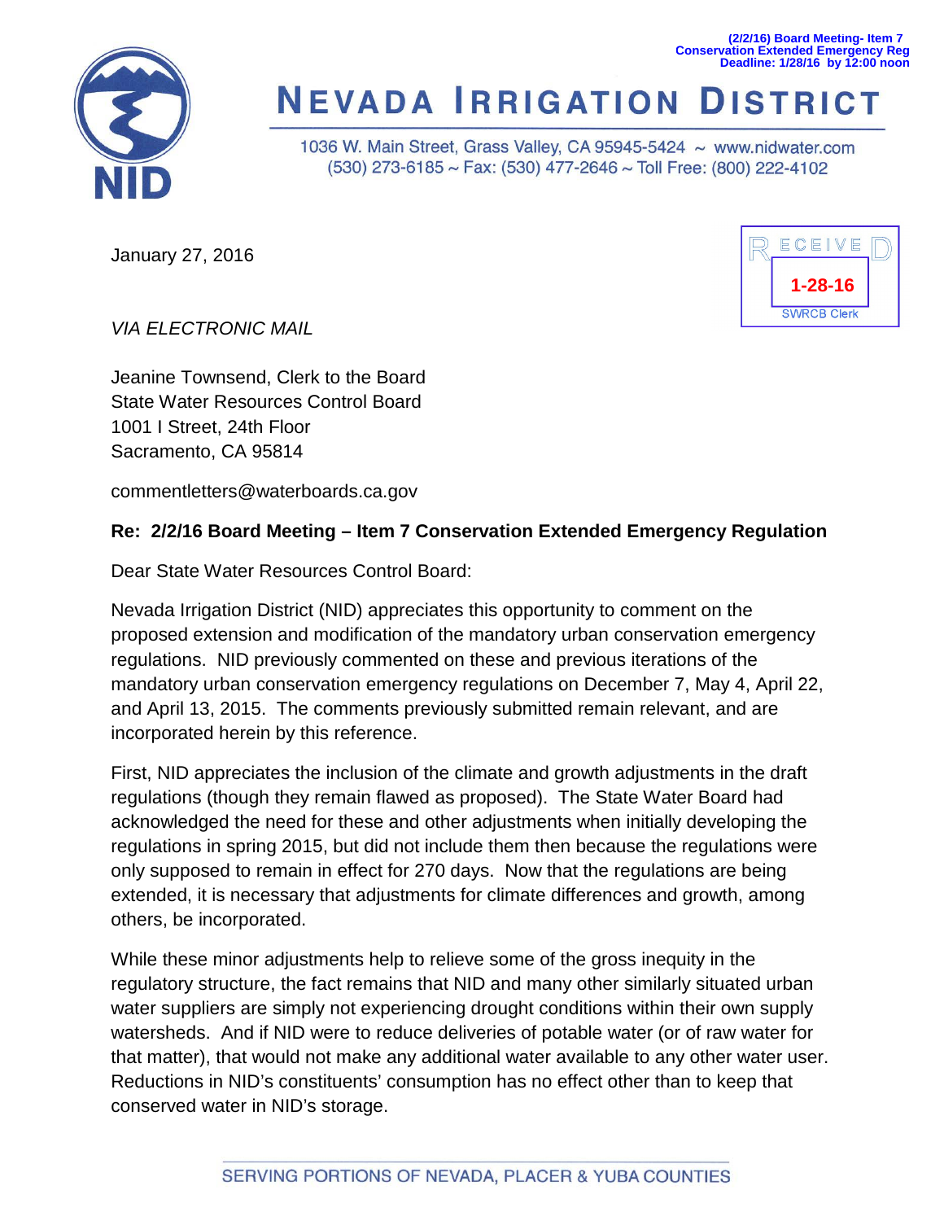(2/2/16) Board Meeting- Item 7
Conservation Extended Emergency Reg
Deadline: 1/28/16 by 12:00 noon

# NEVADA IRRIGATION DISTRICT

1036 W. Main Street, Grass Valley, CA 95945-5424 ~ www.nidwater.com
(530) 273-6185 ~ Fax: (530) 477-2646 ~ Toll Free: (800) 222-4102

RECEIVED
1-28-16
SWRCB Clerk

January 27, 2016

*VIA ELECTRONIC MAIL*

Jeanine Townsend, Clerk to the Board
State Water Resources Control Board
1001 I Street, 24th Floor
Sacramento, CA 95814

commentletters@waterboards.ca.gov

**Re: 2/2/16 Board Meeting – Item 7 Conservation Extended Emergency Regulation**

Dear State Water Resources Control Board:

Nevada Irrigation District (NID) appreciates this opportunity to comment on the proposed extension and modification of the mandatory urban conservation emergency regulations. NID previously commented on these and previous iterations of the mandatory urban conservation emergency regulations on December 7, May 4, April 22, and April 13, 2015. The comments previously submitted remain relevant, and are incorporated herein by this reference.

First, NID appreciates the inclusion of the climate and growth adjustments in the draft regulations (though they remain flawed as proposed). The State Water Board had acknowledged the need for these and other adjustments when initially developing the regulations in spring 2015, but did not include them then because the regulations were only supposed to remain in effect for 270 days. Now that the regulations are being extended, it is necessary that adjustments for climate differences and growth, among others, be incorporated.

While these minor adjustments help to relieve some of the gross inequity in the regulatory structure, the fact remains that NID and many other similarly situated urban water suppliers are simply not experiencing drought conditions within their own supply watersheds. And if NID were to reduce deliveries of potable water (or of raw water for that matter), that would not make any additional water available to any other water user. Reductions in NID's constituents' consumption has no effect other than to keep that conserved water in NID's storage.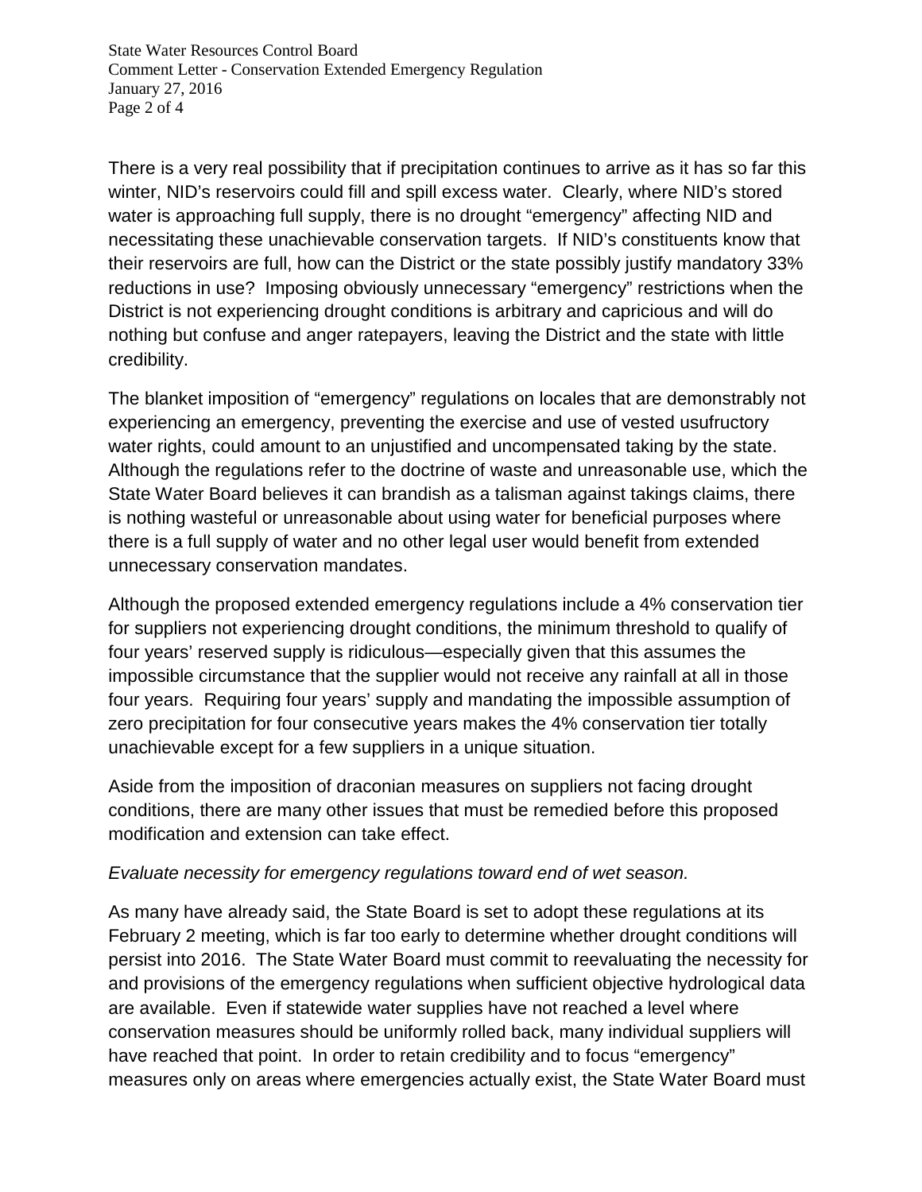There is a very real possibility that if precipitation continues to arrive as it has so far this winter, NID's reservoirs could fill and spill excess water. Clearly, where NID's stored water is approaching full supply, there is no drought "emergency" affecting NID and necessitating these unachievable conservation targets. If NID's constituents know that their reservoirs are full, how can the District or the state possibly justify mandatory 33% reductions in use? Imposing obviously unnecessary "emergency" restrictions when the District is not experiencing drought conditions is arbitrary and capricious and will do nothing but confuse and anger ratepayers, leaving the District and the state with little credibility.

The blanket imposition of "emergency" regulations on locales that are demonstrably not experiencing an emergency, preventing the exercise and use of vested usufructory water rights, could amount to an unjustified and uncompensated taking by the state. Although the regulations refer to the doctrine of waste and unreasonable use, which the State Water Board believes it can brandish as a talisman against takings claims, there is nothing wasteful or unreasonable about using water for beneficial purposes where there is a full supply of water and no other legal user would benefit from extended unnecessary conservation mandates.

Although the proposed extended emergency regulations include a 4% conservation tier for suppliers not experiencing drought conditions, the minimum threshold to qualify of four years' reserved supply is ridiculous—especially given that this assumes the impossible circumstance that the supplier would not receive any rainfall at all in those four years. Requiring four years' supply and mandating the impossible assumption of zero precipitation for four consecutive years makes the 4% conservation tier totally unachievable except for a few suppliers in a unique situation.

Aside from the imposition of draconian measures on suppliers not facing drought conditions, there are many other issues that must be remedied before this proposed modification and extension can take effect.

*Evaluate necessity for emergency regulations toward end of wet season.*

As many have already said, the State Board is set to adopt these regulations at its February 2 meeting, which is far too early to determine whether drought conditions will persist into 2016. The State Water Board must commit to reevaluating the necessity for and provisions of the emergency regulations when sufficient objective hydrological data are available. Even if statewide water supplies have not reached a level where conservation measures should be uniformly rolled back, many individual suppliers will have reached that point. In order to retain credibility and to focus "emergency" measures only on areas where emergencies actually exist, the State Water Board must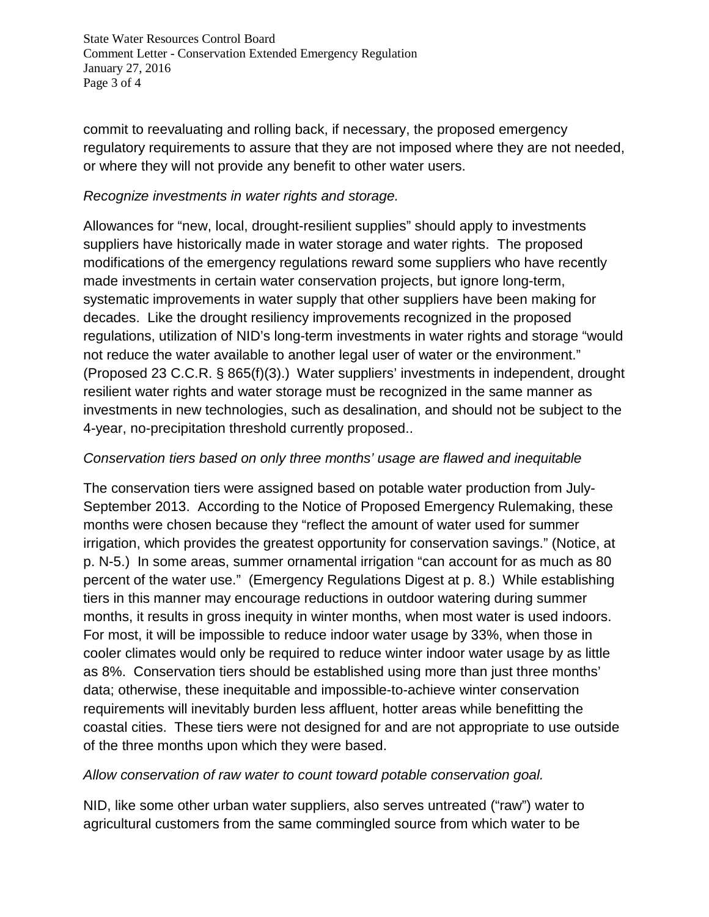commit to reevaluating and rolling back, if necessary, the proposed emergency regulatory requirements to assure that they are not imposed where they are not needed, or where they will not provide any benefit to other water users.

*Recognize investments in water rights and storage.*

Allowances for "new, local, drought-resilient supplies" should apply to investments suppliers have historically made in water storage and water rights. The proposed modifications of the emergency regulations reward some suppliers who have recently made investments in certain water conservation projects, but ignore long-term, systematic improvements in water supply that other suppliers have been making for decades. Like the drought resiliency improvements recognized in the proposed regulations, utilization of NID's long-term investments in water rights and storage "would not reduce the water available to another legal user of water or the environment." (Proposed 23 C.C.R. § 865(f)(3).) Water suppliers' investments in independent, drought resilient water rights and water storage must be recognized in the same manner as investments in new technologies, such as desalination, and should not be subject to the 4-year, no-precipitation threshold currently proposed..

*Conservation tiers based on only three months' usage are flawed and inequitable*

The conservation tiers were assigned based on potable water production from July-September 2013. According to the Notice of Proposed Emergency Rulemaking, these months were chosen because they "reflect the amount of water used for summer irrigation, which provides the greatest opportunity for conservation savings." (Notice, at p. N-5.) In some areas, summer ornamental irrigation "can account for as much as 80 percent of the water use." (Emergency Regulations Digest at p. 8.) While establishing tiers in this manner may encourage reductions in outdoor watering during summer months, it results in gross inequity in winter months, when most water is used indoors. For most, it will be impossible to reduce indoor water usage by 33%, when those in cooler climates would only be required to reduce winter indoor water usage by as little as 8%. Conservation tiers should be established using more than just three months' data; otherwise, these inequitable and impossible-to-achieve winter conservation requirements will inevitably burden less affluent, hotter areas while benefitting the coastal cities. These tiers were not designed for and are not appropriate to use outside of the three months upon which they were based.

*Allow conservation of raw water to count toward potable conservation goal.*

NID, like some other urban water suppliers, also serves untreated ("raw") water to agricultural customers from the same commingled source from which water to be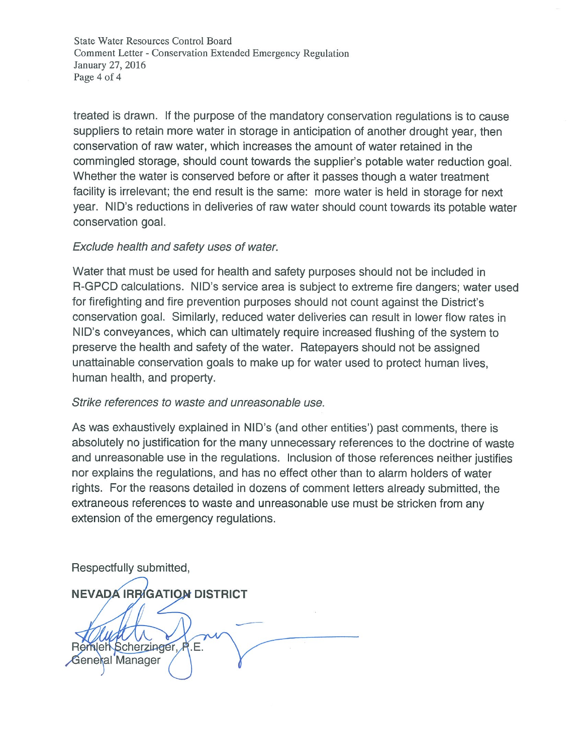treated is drawn. If the purpose of the mandatory conservation regulations is to cause suppliers to retain more water in storage in anticipation of another drought year, then conservation of raw water, which increases the amount of water retained in the commingled storage, should count towards the supplier's potable water reduction goal. Whether the water is conserved before or after it passes though a water treatment facility is irrelevant; the end result is the same: more water is held in storage for next year. NID's reductions in deliveries of raw water should count towards its potable water conservation goal.

*Exclude health and safety uses of water.*

Water that must be used for health and safety purposes should not be included in R-GPCD calculations. NID's service area is subject to extreme fire dangers; water used for firefighting and fire prevention purposes should not count against the District's conservation goal. Similarly, reduced water deliveries can result in lower flow rates in NID's conveyances, which can ultimately require increased flushing of the system to preserve the health and safety of the water. Ratepayers should not be assigned unattainable conservation goals to make up for water used to protect human lives, human health, and property.

*Strike references to waste and unreasonable use.*

As was exhaustively explained in NID's (and other entities') past comments, there is absolutely no justification for the many unnecessary references to the doctrine of waste and unreasonable use in the regulations. Inclusion of those references neither justifies nor explains the regulations, and has no effect other than to alarm holders of water rights. For the reasons detailed in dozens of comment letters already submitted, the extraneous references to waste and unreasonable use must be stricken from any extension of the emergency regulations.

Respectfully submitted,

**NEVADA IRRIGATION DISTRICT**

Remleh Scherzinger, P.E.
General Manager